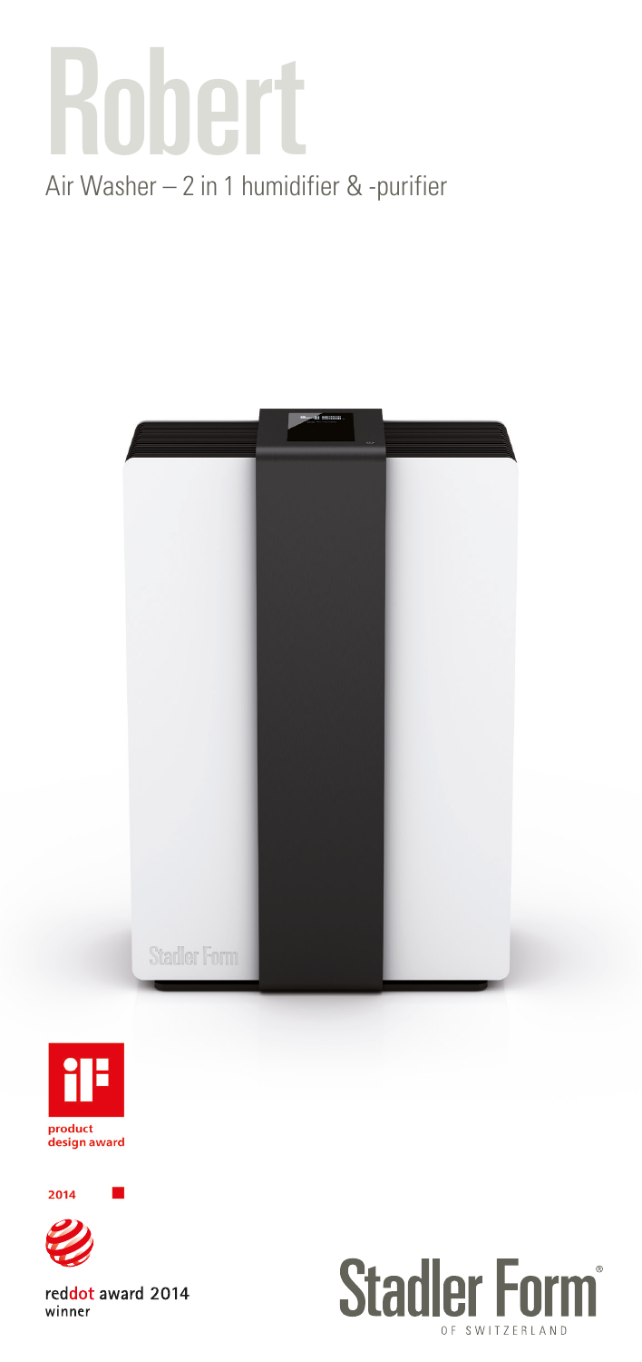# Robert

Air Washer – 2 in 1 humidifier & -purifier

product design award

2014

reddot award 2014 winner

Stadler Form

OF SWITZERLAND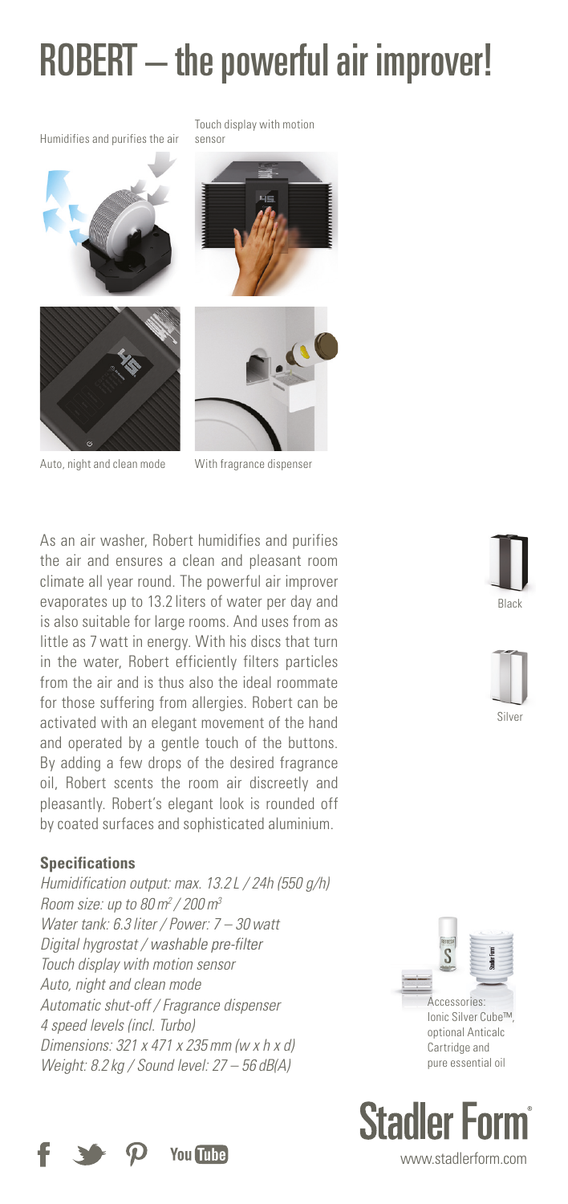# ROBERT – the powerful air improver!

Humidifies and purifies the air

Touch display with motion sensor

Auto, night and clean mode

With fragrance dispenser

As an air washer, Robert humidifies and purifies the air and ensures a clean and pleasant room climate all year round. The powerful air improver evaporates up to 13.2 liters of water per day and is also suitable for large rooms. And uses from as little as 7 watt in energy. With his discs that turn in the water, Robert efficiently filters particles from the air and is thus also the ideal roommate for those suffering from allergies. Robert can be activated with an elegant movement of the hand and operated by a gentle touch of the buttons. By adding a few drops of the desired fragrance oil, Robert scents the room air discreetly and pleasantly. Robert's elegant look is rounded off by coated surfaces and sophisticated aluminium.

Black

Silver

### Specifications

*Humidification output: max. 13.2 L / 24h (550 g/h)*
*Room size: up to 80 m² / 200 m³*
*Water tank: 6.3 liter / Power: 7 – 30 watt*
*Digital hygrostat / washable pre-filter*
*Touch display with motion sensor*
*Auto, night and clean mode*
*Automatic shut-off / Fragrance dispenser*
*4 speed levels (incl. Turbo)*
*Dimensions: 321 x 471 x 235 mm (w x h x d)*
*Weight: 8.2 kg / Sound level: 27 – 56 dB(A)*

Accessories: Ionic Silver Cube™, optional Anticalc Cartridge and pure essential oil

**Stadler Form®**

www.stadlerform.com